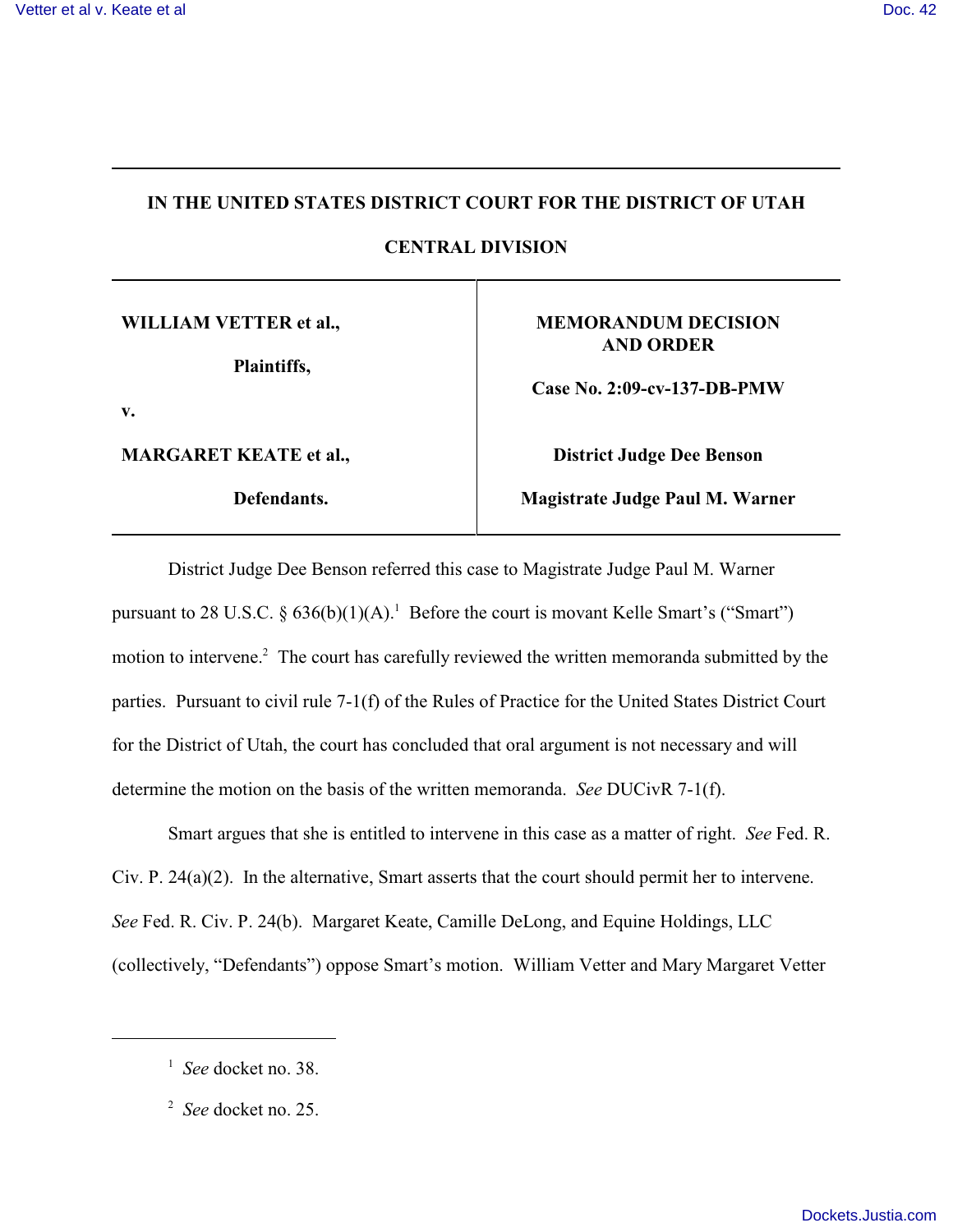# IN THE UNITED STATES DISTRICT COURT FOR THE DISTRICT OF UTAH

## CENTRAL DIVISION

| | |
|---|---|
| **WILLIAM VETTER et al.,**<br><br>**Plaintiffs,**<br><br>**v.**<br><br>**MARGARET KEATE et al.,**<br><br>**Defendants.** | **MEMORANDUM DECISION AND ORDER**<br><br>**Case No. 2:09-cv-137-DB-PMW**<br><br>**District Judge Dee Benson**<br><br>**Magistrate Judge Paul M. Warner** |

District Judge Dee Benson referred this case to Magistrate Judge Paul M. Warner pursuant to 28 U.S.C. § 636(b)(1)(A).[1] Before the court is movant Kelle Smart's ("Smart") motion to intervene.[2] The court has carefully reviewed the written memoranda submitted by the parties. Pursuant to civil rule 7-1(f) of the Rules of Practice for the United States District Court for the District of Utah, the court has concluded that oral argument is not necessary and will determine the motion on the basis of the written memoranda. *See* DUCivR 7-1(f).

Smart argues that she is entitled to intervene in this case as a matter of right. *See* Fed. R. Civ. P. 24(a)(2). In the alternative, Smart asserts that the court should permit her to intervene. *See* Fed. R. Civ. P. 24(b). Margaret Keate, Camille DeLong, and Equine Holdings, LLC (collectively, "Defendants") oppose Smart's motion. William Vetter and Mary Margaret Vetter

---

[1] *See* docket no. 38.

[2] *See* docket no. 25.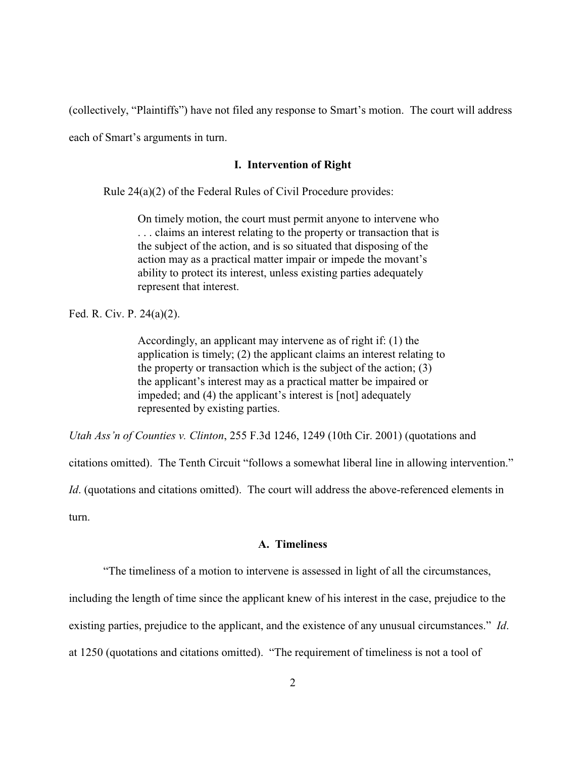(collectively, "Plaintiffs") have not filed any response to Smart's motion. The court will address each of Smart's arguments in turn.

## I. Intervention of Right

Rule 24(a)(2) of the Federal Rules of Civil Procedure provides:

> On timely motion, the court must permit anyone to intervene who . . . claims an interest relating to the property or transaction that is the subject of the action, and is so situated that disposing of the action may as a practical matter impair or impede the movant's ability to protect its interest, unless existing parties adequately represent that interest.

Fed. R. Civ. P. 24(a)(2).

> Accordingly, an applicant may intervene as of right if: (1) the application is timely; (2) the applicant claims an interest relating to the property or transaction which is the subject of the action; (3) the applicant's interest may as a practical matter be impaired or impeded; and (4) the applicant's interest is [not] adequately represented by existing parties.

*Utah Ass'n of Counties v. Clinton*, 255 F.3d 1246, 1249 (10th Cir. 2001) (quotations and citations omitted). The Tenth Circuit "follows a somewhat liberal line in allowing intervention." *Id*. (quotations and citations omitted). The court will address the above-referenced elements in turn.

### A. Timeliness

"The timeliness of a motion to intervene is assessed in light of all the circumstances, including the length of time since the applicant knew of his interest in the case, prejudice to the existing parties, prejudice to the applicant, and the existence of any unusual circumstances." *Id*. at 1250 (quotations and citations omitted). "The requirement of timeliness is not a tool of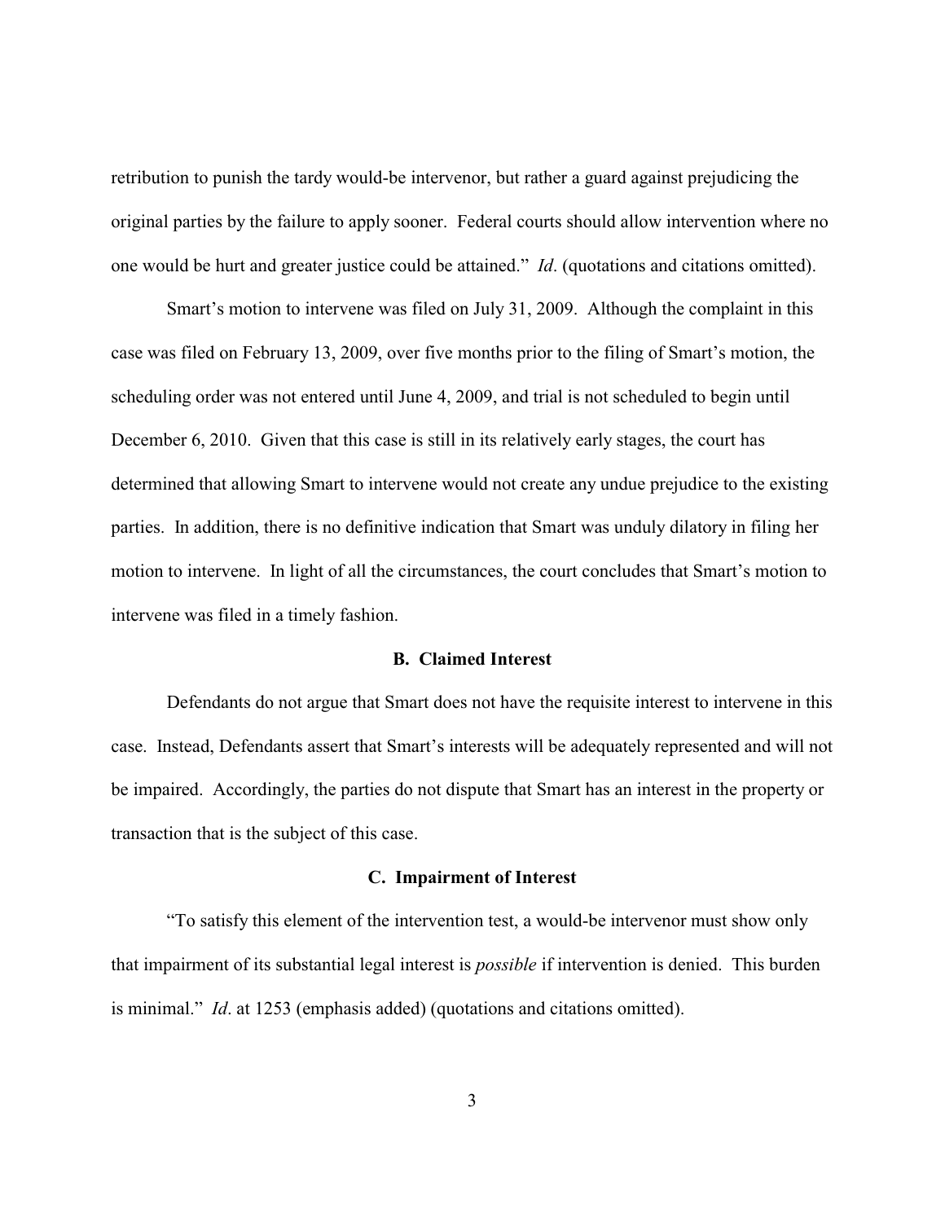retribution to punish the tardy would-be intervenor, but rather a guard against prejudicing the original parties by the failure to apply sooner. Federal courts should allow intervention where no one would be hurt and greater justice could be attained." *Id*. (quotations and citations omitted).

Smart's motion to intervene was filed on July 31, 2009. Although the complaint in this case was filed on February 13, 2009, over five months prior to the filing of Smart's motion, the scheduling order was not entered until June 4, 2009, and trial is not scheduled to begin until December 6, 2010. Given that this case is still in its relatively early stages, the court has determined that allowing Smart to intervene would not create any undue prejudice to the existing parties. In addition, there is no definitive indication that Smart was unduly dilatory in filing her motion to intervene. In light of all the circumstances, the court concludes that Smart's motion to intervene was filed in a timely fashion.

### B. Claimed Interest

Defendants do not argue that Smart does not have the requisite interest to intervene in this case. Instead, Defendants assert that Smart's interests will be adequately represented and will not be impaired. Accordingly, the parties do not dispute that Smart has an interest in the property or transaction that is the subject of this case.

### C. Impairment of Interest

"To satisfy this element of the intervention test, a would-be intervenor must show only that impairment of its substantial legal interest is *possible* if intervention is denied. This burden is minimal." *Id*. at 1253 (emphasis added) (quotations and citations omitted).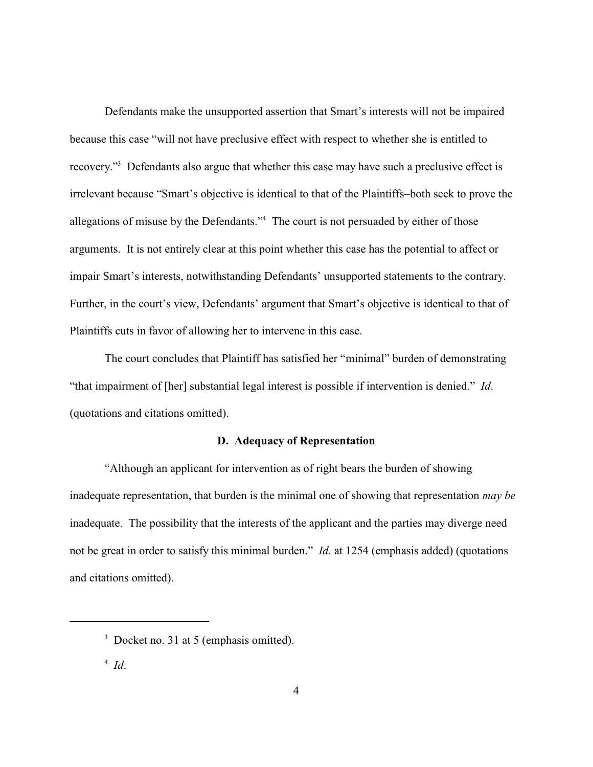Defendants make the unsupported assertion that Smart's interests will not be impaired because this case "will not have preclusive effect with respect to whether she is entitled to recovery."[3] Defendants also argue that whether this case may have such a preclusive effect is irrelevant because "Smart's objective is identical to that of the Plaintiffs–both seek to prove the allegations of misuse by the Defendants."[4] The court is not persuaded by either of those arguments. It is not entirely clear at this point whether this case has the potential to affect or impair Smart's interests, notwithstanding Defendants' unsupported statements to the contrary. Further, in the court's view, Defendants' argument that Smart's objective is identical to that of Plaintiffs cuts in favor of allowing her to intervene in this case.

The court concludes that Plaintiff has satisfied her "minimal" burden of demonstrating "that impairment of [her] substantial legal interest is possible if intervention is denied." *Id*. (quotations and citations omitted).

### D. Adequacy of Representation

"Although an applicant for intervention as of right bears the burden of showing inadequate representation, that burden is the minimal one of showing that representation *may be* inadequate. The possibility that the interests of the applicant and the parties may diverge need not be great in order to satisfy this minimal burden." *Id*. at 1254 (emphasis added) (quotations and citations omitted).

---

[3] Docket no. 31 at 5 (emphasis omitted).

[4] *Id*.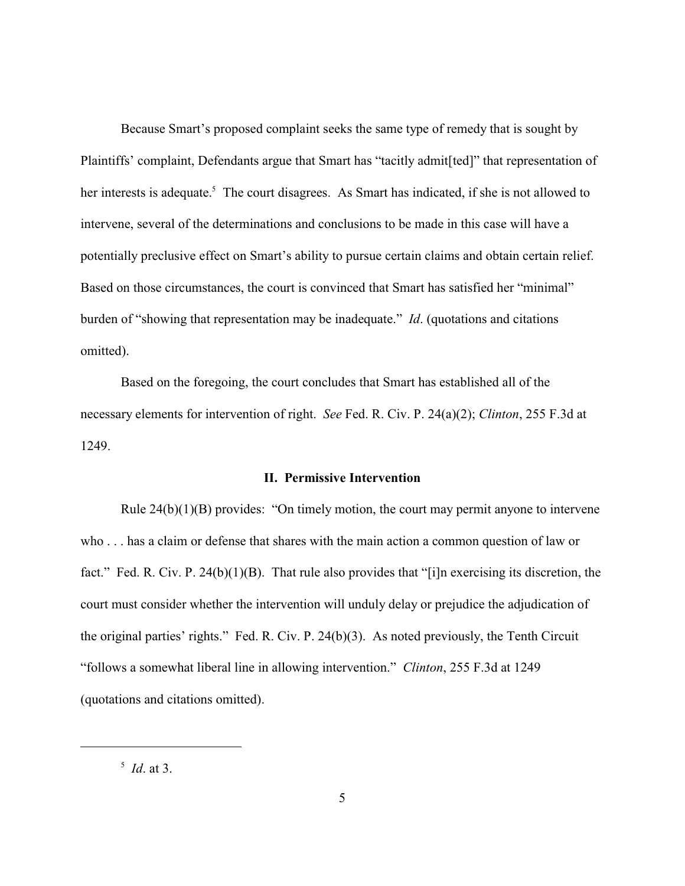Because Smart's proposed complaint seeks the same type of remedy that is sought by Plaintiffs' complaint, Defendants argue that Smart has "tacitly admit[ted]" that representation of her interests is adequate.[5] The court disagrees. As Smart has indicated, if she is not allowed to intervene, several of the determinations and conclusions to be made in this case will have a potentially preclusive effect on Smart's ability to pursue certain claims and obtain certain relief. Based on those circumstances, the court is convinced that Smart has satisfied her "minimal" burden of "showing that representation may be inadequate." *Id*. (quotations and citations omitted).

Based on the foregoing, the court concludes that Smart has established all of the necessary elements for intervention of right. *See* Fed. R. Civ. P. 24(a)(2); *Clinton*, 255 F.3d at 1249.

## II. Permissive Intervention

Rule 24(b)(1)(B) provides: "On timely motion, the court may permit anyone to intervene who . . . has a claim or defense that shares with the main action a common question of law or fact." Fed. R. Civ. P. 24(b)(1)(B). That rule also provides that "[i]n exercising its discretion, the court must consider whether the intervention will unduly delay or prejudice the adjudication of the original parties' rights." Fed. R. Civ. P. 24(b)(3). As noted previously, the Tenth Circuit "follows a somewhat liberal line in allowing intervention." *Clinton*, 255 F.3d at 1249 (quotations and citations omitted).

---

[5] *Id*. at 3.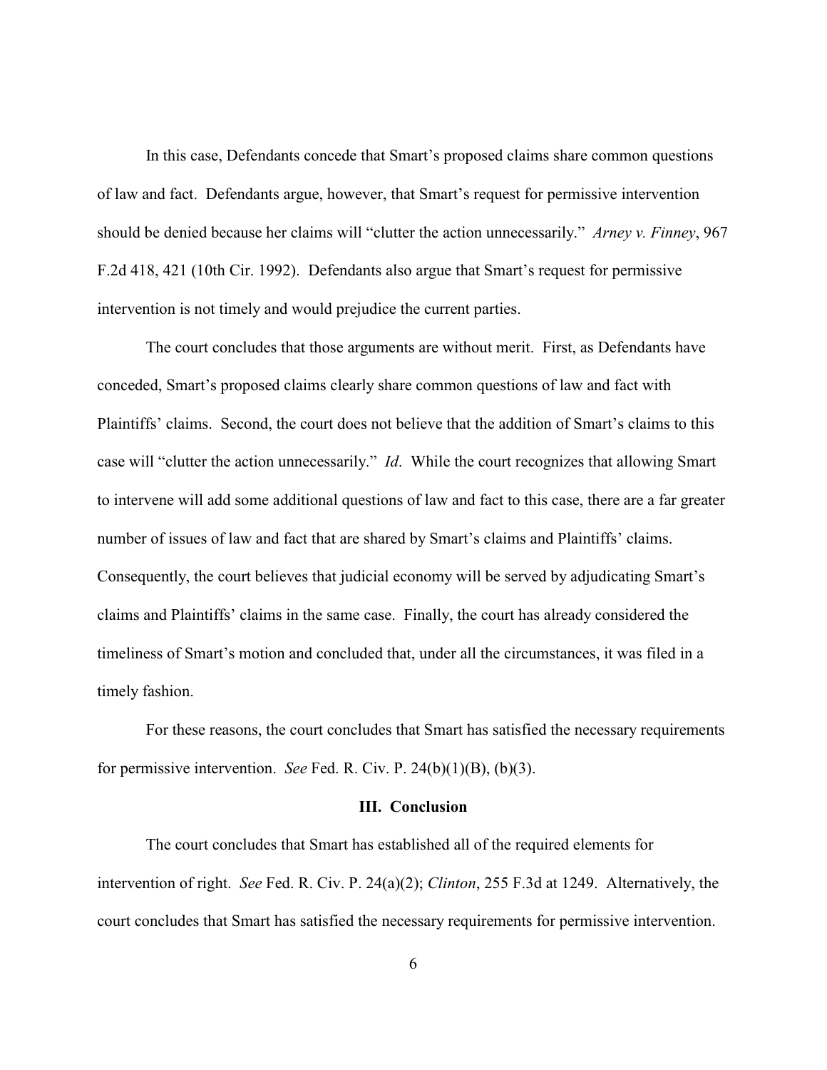In this case, Defendants concede that Smart's proposed claims share common questions of law and fact. Defendants argue, however, that Smart's request for permissive intervention should be denied because her claims will "clutter the action unnecessarily." *Arney v. Finney*, 967 F.2d 418, 421 (10th Cir. 1992). Defendants also argue that Smart's request for permissive intervention is not timely and would prejudice the current parties.

The court concludes that those arguments are without merit. First, as Defendants have conceded, Smart's proposed claims clearly share common questions of law and fact with Plaintiffs' claims. Second, the court does not believe that the addition of Smart's claims to this case will "clutter the action unnecessarily." *Id*. While the court recognizes that allowing Smart to intervene will add some additional questions of law and fact to this case, there are a far greater number of issues of law and fact that are shared by Smart's claims and Plaintiffs' claims. Consequently, the court believes that judicial economy will be served by adjudicating Smart's claims and Plaintiffs' claims in the same case. Finally, the court has already considered the timeliness of Smart's motion and concluded that, under all the circumstances, it was filed in a timely fashion.

For these reasons, the court concludes that Smart has satisfied the necessary requirements for permissive intervention. *See* Fed. R. Civ. P. 24(b)(1)(B), (b)(3).

## III. Conclusion

The court concludes that Smart has established all of the required elements for intervention of right. *See* Fed. R. Civ. P. 24(a)(2); *Clinton*, 255 F.3d at 1249. Alternatively, the court concludes that Smart has satisfied the necessary requirements for permissive intervention.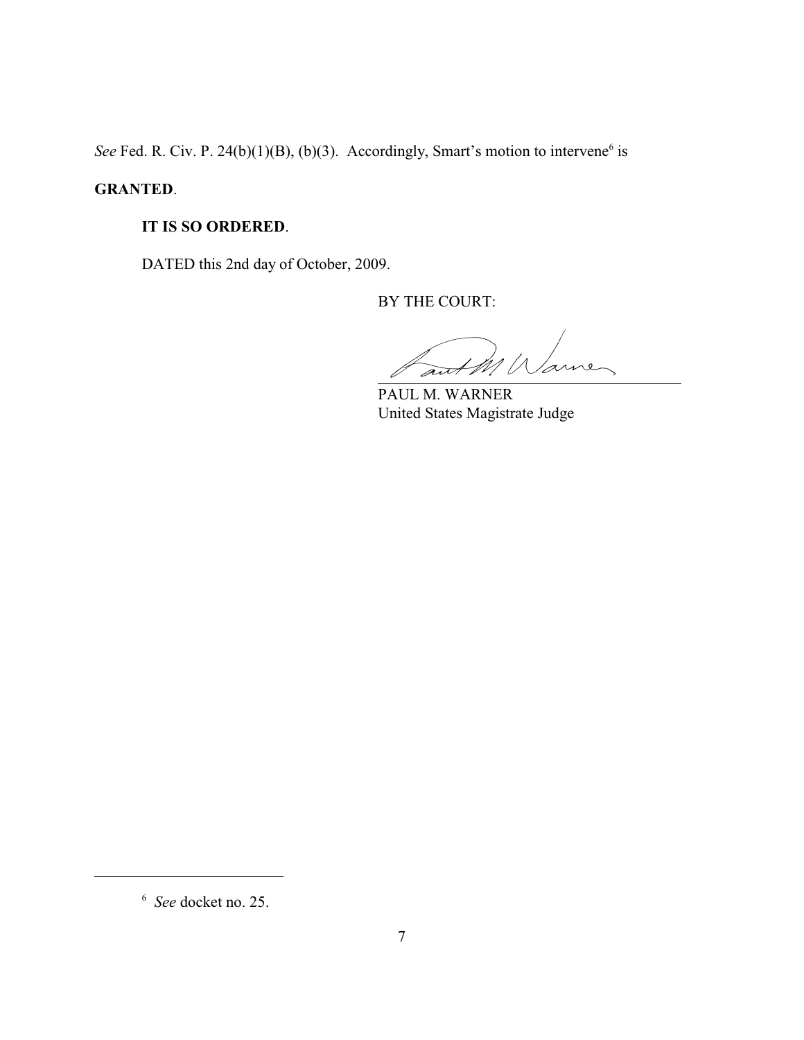*See* Fed. R. Civ. P. 24(b)(1)(B), (b)(3). Accordingly, Smart's motion to intervene[6] is **GRANTED**.

**IT IS SO ORDERED**.

DATED this 2nd day of October, 2009.

BY THE COURT:

PAUL M. WARNER
United States Magistrate Judge

---

[6] *See* docket no. 25.